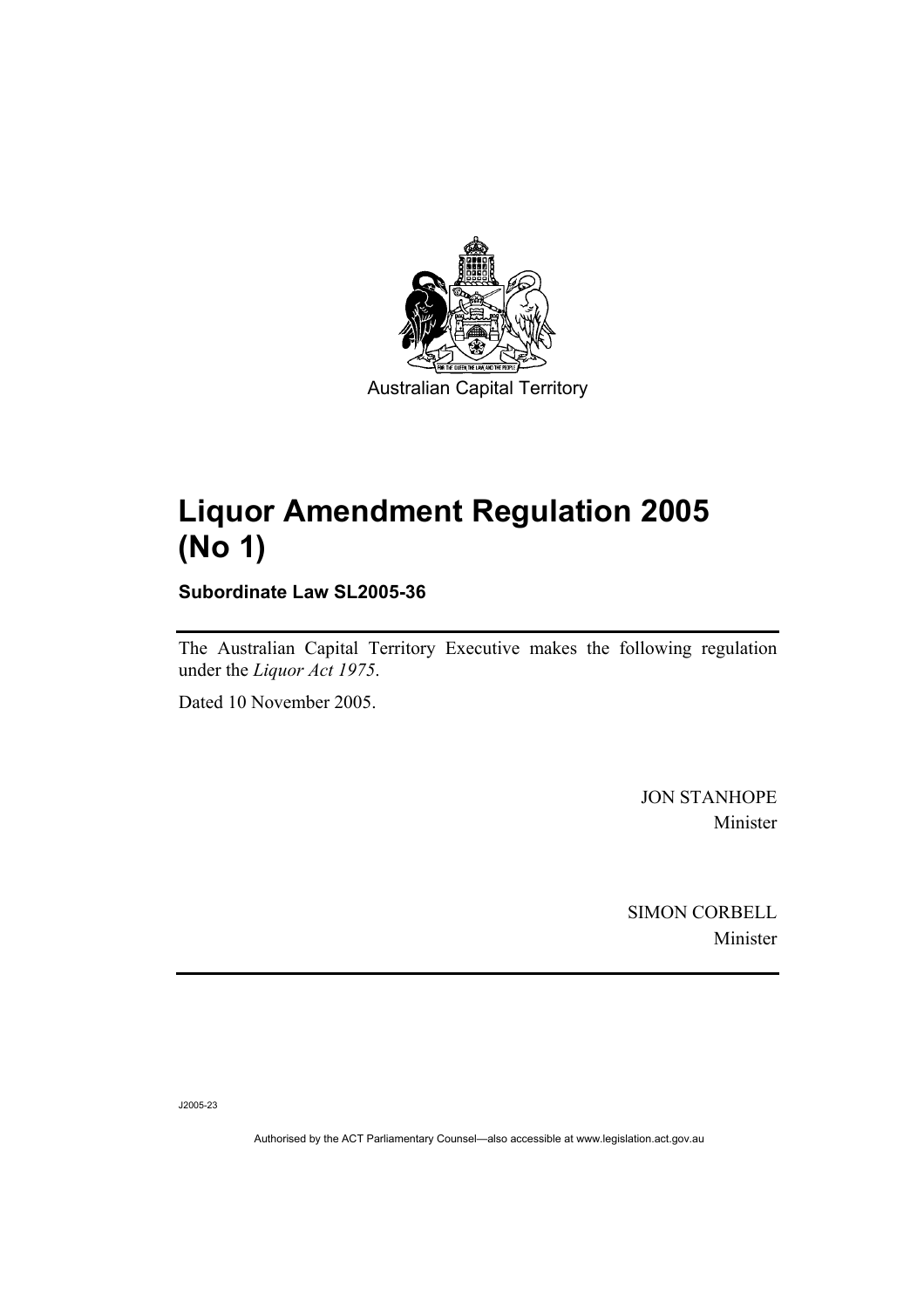Australian Capital Territory

# Liquor Amendment Regulation 2005 (No 1)

**Subordinate Law SL2005-36**

The Australian Capital Territory Executive makes the following regulation under the *Liquor Act 1975*.

Dated 10 November 2005.

JON STANHOPE
Minister

SIMON CORBELL
Minister

J2005-23

Authorised by the ACT Parliamentary Counsel—also accessible at www.legislation.act.gov.au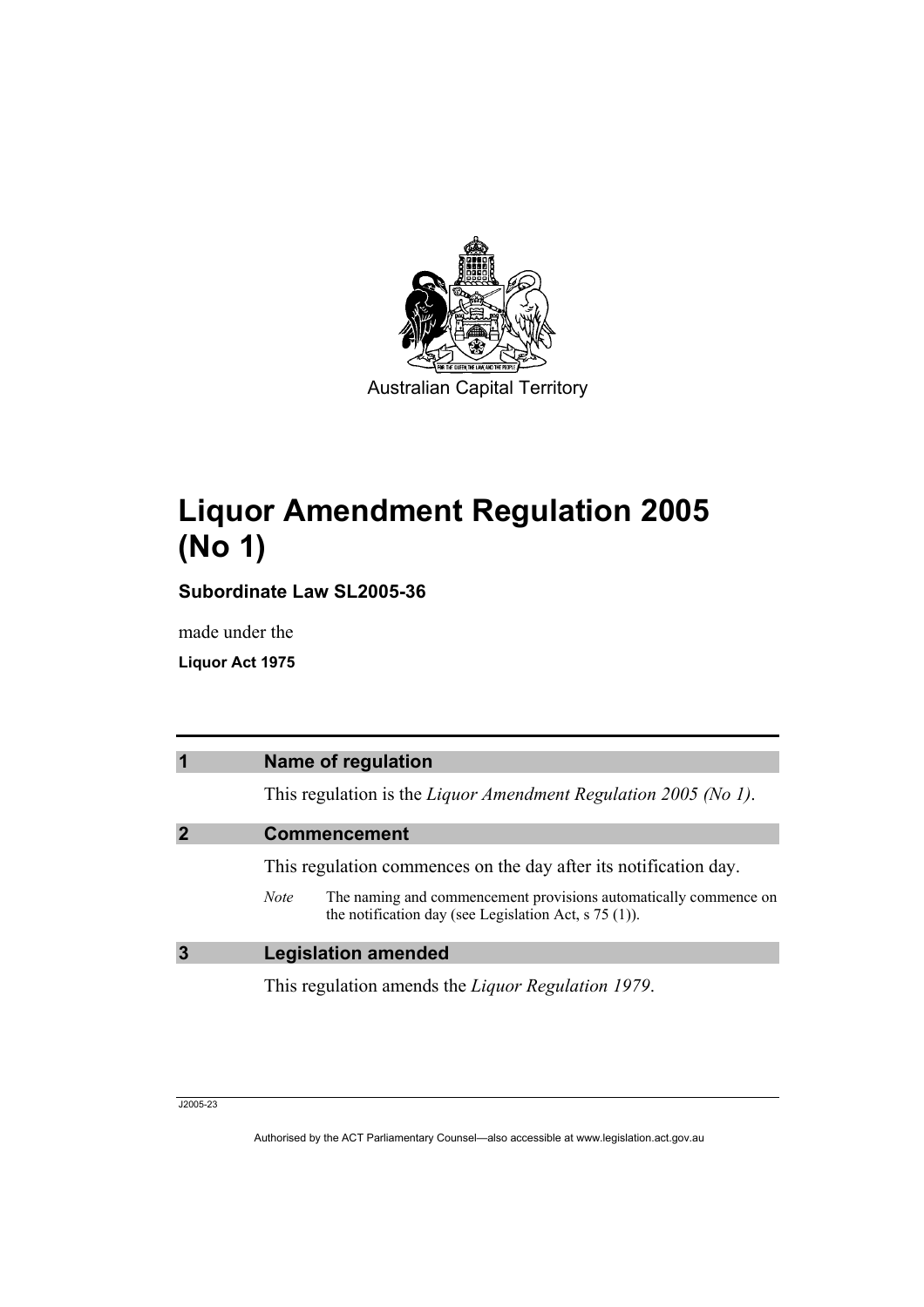Australian Capital Territory

# Liquor Amendment Regulation 2005 (No 1)

**Subordinate Law SL2005-36**

made under the

**Liquor Act 1975**

## 1 Name of regulation

This regulation is the *Liquor Amendment Regulation 2005 (No 1)*.

## 2 Commencement

This regulation commences on the day after its notification day.

*Note* The naming and commencement provisions automatically commence on the notification day (see Legislation Act, s 75 (1)).

## 3 Legislation amended

This regulation amends the *Liquor Regulation 1979*.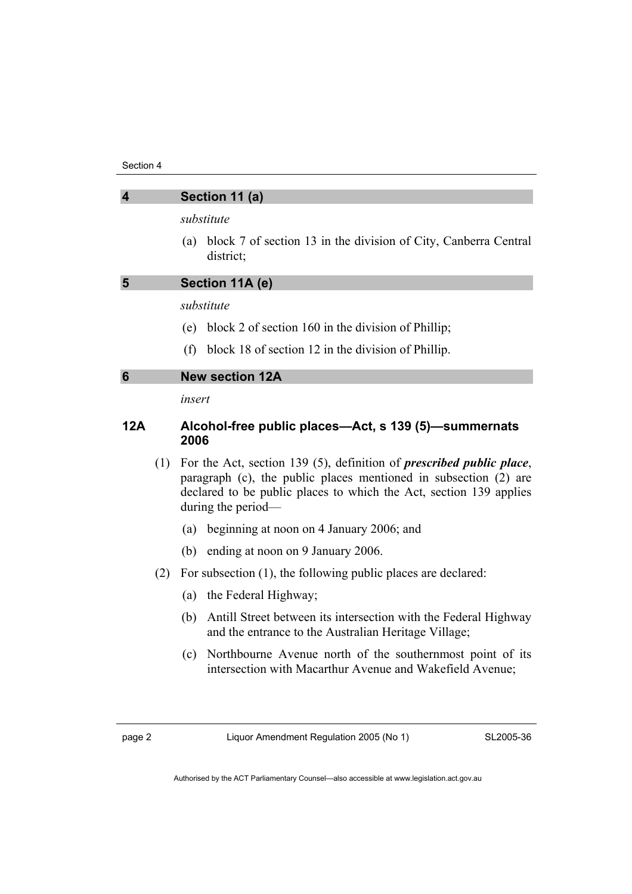## 4 Section 11 (a)

*substitute*

(a) block 7 of section 13 in the division of City, Canberra Central district;

## 5 Section 11A (e)

*substitute*

(e) block 2 of section 160 in the division of Phillip;

(f) block 18 of section 12 in the division of Phillip.

## 6 New section 12A

*insert*

### 12A Alcohol-free public places—Act, s 139 (5)—summernats 2006

(1) For the Act, section 139 (5), definition of ***prescribed public place***, paragraph (c), the public places mentioned in subsection (2) are declared to be public places to which the Act, section 139 applies during the period—

(a) beginning at noon on 4 January 2006; and

(b) ending at noon on 9 January 2006.

(2) For subsection (1), the following public places are declared:

(a) the Federal Highway;

(b) Antill Street between its intersection with the Federal Highway and the entrance to the Australian Heritage Village;

(c) Northbourne Avenue north of the southernmost point of its intersection with Macarthur Avenue and Wakefield Avenue;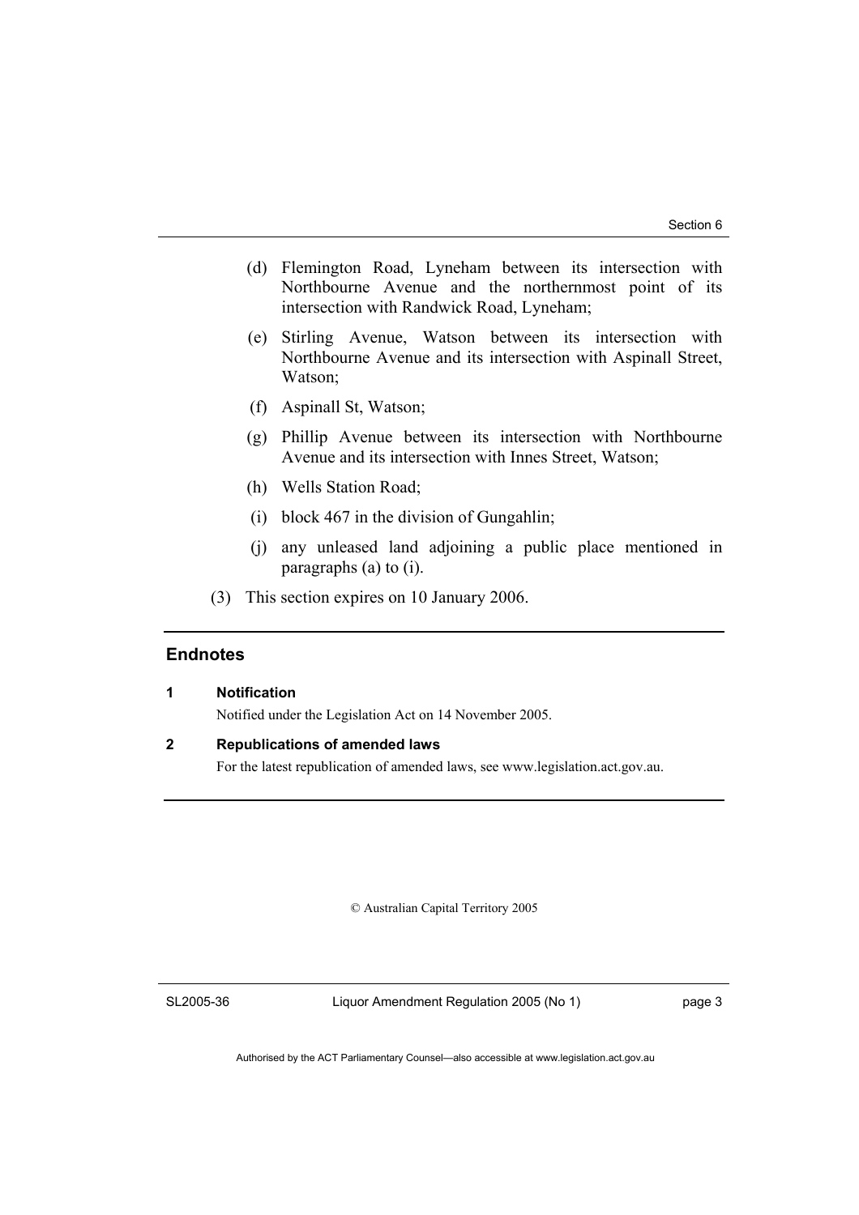(d) Flemington Road, Lyneham between its intersection with Northbourne Avenue and the northernmost point of its intersection with Randwick Road, Lyneham;

(e) Stirling Avenue, Watson between its intersection with Northbourne Avenue and its intersection with Aspinall Street, Watson;

(f) Aspinall St, Watson;

(g) Phillip Avenue between its intersection with Northbourne Avenue and its intersection with Innes Street, Watson;

(h) Wells Station Road;

(i) block 467 in the division of Gungahlin;

(j) any unleased land adjoining a public place mentioned in paragraphs (a) to (i).

(3) This section expires on 10 January 2006.

## Endnotes

### 1 Notification

Notified under the Legislation Act on 14 November 2005.

### 2 Republications of amended laws

For the latest republication of amended laws, see www.legislation.act.gov.au.

© Australian Capital Territory 2005